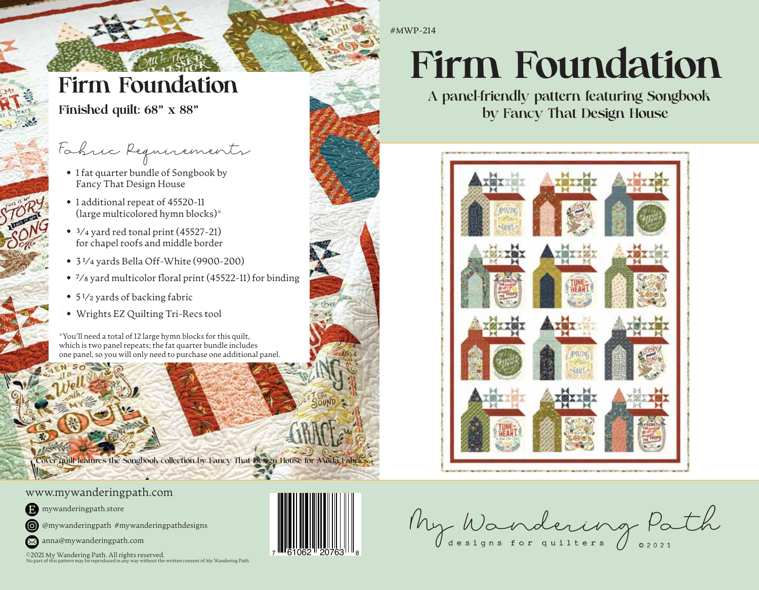#MWP-214

# Firm Foundation

### A panel-friendly pattern featuring Songbook by Fancy That Design House

## Firm Foundation

**Finished quilt: 68" x 88"**

### Fabric Requirements

- 1 fat quarter bundle of Songbook by Fancy That Design House
- 1 additional repeat of 45520-11 (large multicolored hymn blocks)*
- 3/4 yard red tonal print (45527-21) for chapel roofs and middle border
- 3 1/4 yards Bella Off-White (9900-200)
- 7/8 yard multicolor floral print (45522-11) for binding
- 5 1/2 yards of backing fabric
- Wrights EZ Quilting Tri-Recs tool

*You'll need a total of 12 large hymn blocks for this quilt, which is two panel repeats; the fat quarter bundle includes one panel, so you will only need to purchase one additional panel.

Cover quilt features the Songbook collection by Fancy That Design House for Moda Fabrics

www.mywanderingpath.com

mywanderingpath.store

@mywanderingpath #mywanderingpathdesigns

anna@mywanderingpath.com

©2021 My Wandering Path. All rights reserved.
No part of this pattern may be reproduced in any way without the written consent of My Wandering Path.

7 61062 20763 8

My Wandering Path
designs for quilters ©2021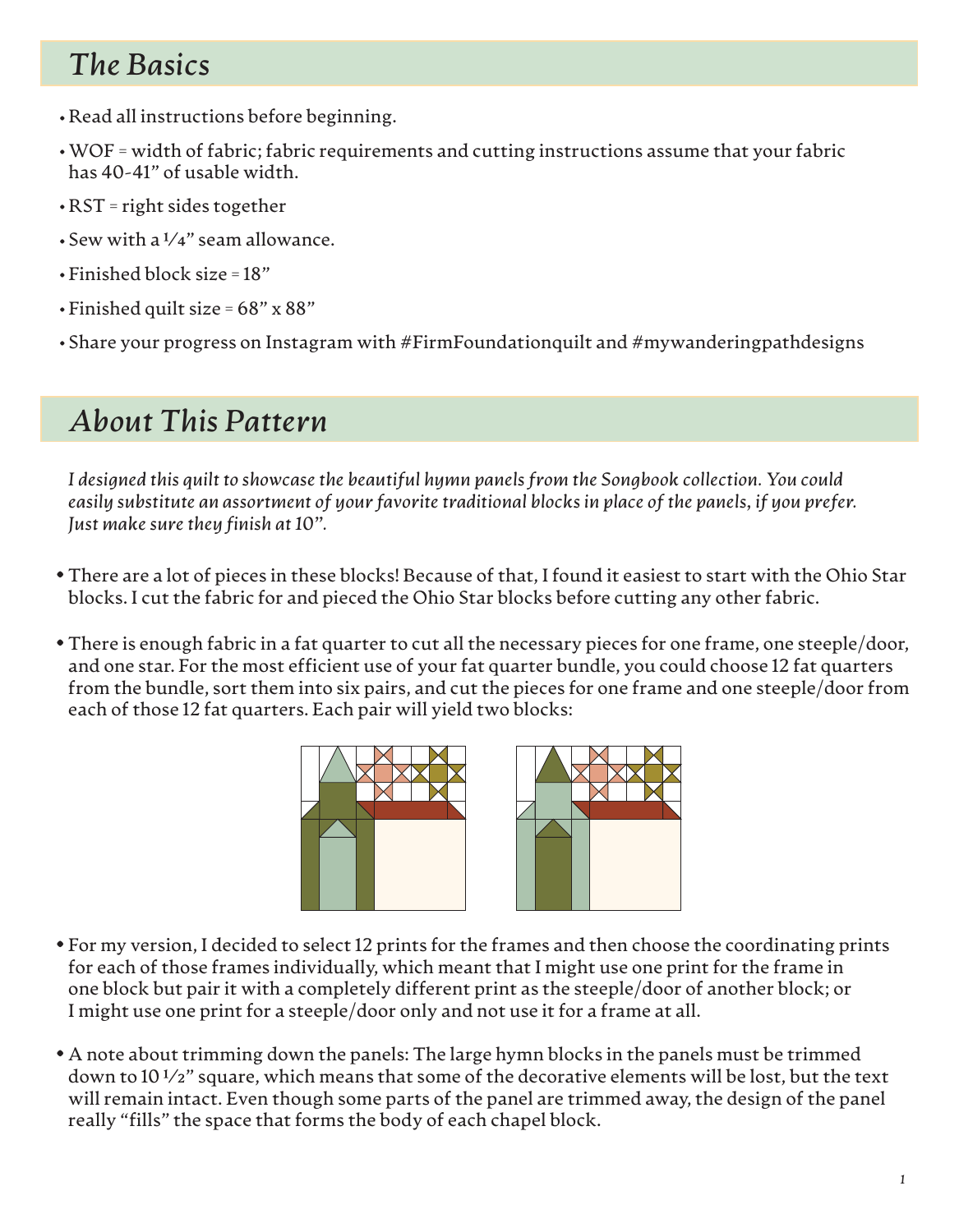## *The Basics*

- Read all instructions before beginning.
- WOF = width of fabric; fabric requirements and cutting instructions assume that your fabric has 40-41" of usable width.
- RST = right sides together
- Sew with a 1/4" seam allowance.
- Finished block size = 18"
- Finished quilt size = 68" x 88"
- Share your progress on Instagram with #FirmFoundationquilt and #mywanderingpathdesigns

## *About This Pattern*

*I designed this quilt to showcase the beautiful hymn panels from the Songbook collection. You could easily substitute an assortment of your favorite traditional blocks in place of the panels, if you prefer. Just make sure they finish at 10".*

- There are a lot of pieces in these blocks! Because of that, I found it easiest to start with the Ohio Star blocks. I cut the fabric for and pieced the Ohio Star blocks before cutting any other fabric.
- There is enough fabric in a fat quarter to cut all the necessary pieces for one frame, one steeple/door, and one star. For the most efficient use of your fat quarter bundle, you could choose 12 fat quarters from the bundle, sort them into six pairs, and cut the pieces for one frame and one steeple/door from each of those 12 fat quarters. Each pair will yield two blocks:
- For my version, I decided to select 12 prints for the frames and then choose the coordinating prints for each of those frames individually, which meant that I might use one print for the frame in one block but pair it with a completely different print as the steeple/door of another block; or I might use one print for a steeple/door only and not use it for a frame at all.
- A note about trimming down the panels: The large hymn blocks in the panels must be trimmed down to 10 1/2" square, which means that some of the decorative elements will be lost, but the text will remain intact. Even though some parts of the panel are trimmed away, the design of the panel really "fills" the space that forms the body of each chapel block.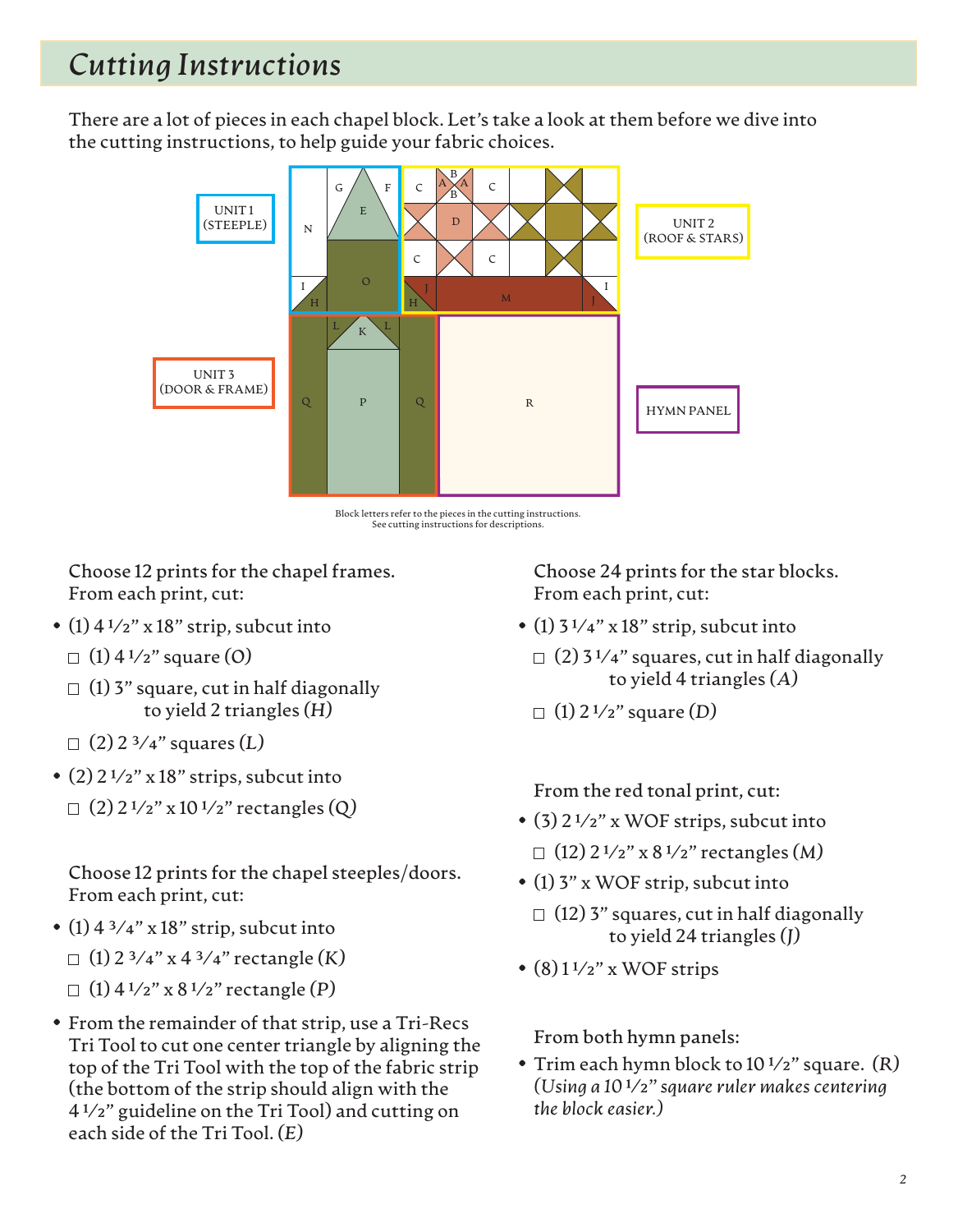## Cutting Instructions

There are a lot of pieces in each chapel block. Let's take a look at them before we dive into the cutting instructions, to help guide your fabric choices.

UNIT 1 (STEEPLE)

UNIT 2 (ROOF & STARS)

UNIT 3 (DOOR & FRAME)

HYMN PANEL

Block letters refer to the pieces in the cutting instructions.
See cutting instructions for descriptions.

Choose 12 prints for the chapel frames.
From each print, cut:

- (1) 4 1/2" x 18" strip, subcut into
  - ☐ (1) 4 1/2" square (O)
  - ☐ (1) 3" square, cut in half diagonally to yield 2 triangles *(H)*
  - ☐ (2) 2 3/4" squares *(L)*
- (2) 2 1/2" x 18" strips, subcut into
  - ☐ (2) 2 1/2" x 10 1/2" rectangles (Q)

Choose 12 prints for the chapel steeples/doors.
From each print, cut:

- (1) 4 3/4" x 18" strip, subcut into
  - ☐ (1) 2 3/4" x 4 3/4" rectangle *(K)*
  - ☐ (1) 4 1/2" x 8 1/2" rectangle *(P)*
- From the remainder of that strip, use a Tri-Recs Tri Tool to cut one center triangle by aligning the top of the Tri Tool with the top of the fabric strip (the bottom of the strip should align with the 4 1/2" guideline on the Tri Tool) and cutting on each side of the Tri Tool. *(E)*

Choose 24 prints for the star blocks.
From each print, cut:

- (1) 3 1/4" x 18" strip, subcut into
  - ☐ (2) 3 1/4" squares, cut in half diagonally to yield 4 triangles *(A)*
  - ☐ (1) 2 1/2" square *(D)*

From the red tonal print, cut:

- (3) 2 1/2" x WOF strips, subcut into
  - ☐ (12) 2 1/2" x 8 1/2" rectangles *(M)*
- (1) 3" x WOF strip, subcut into
  - ☐ (12) 3" squares, cut in half diagonally to yield 24 triangles *(J)*
- (8) 1 1/2" x WOF strips

From both hymn panels:

- Trim each hymn block to 10 1/2" square. *(R)* *(Using a 10 1/2" square ruler makes centering the block easier.)*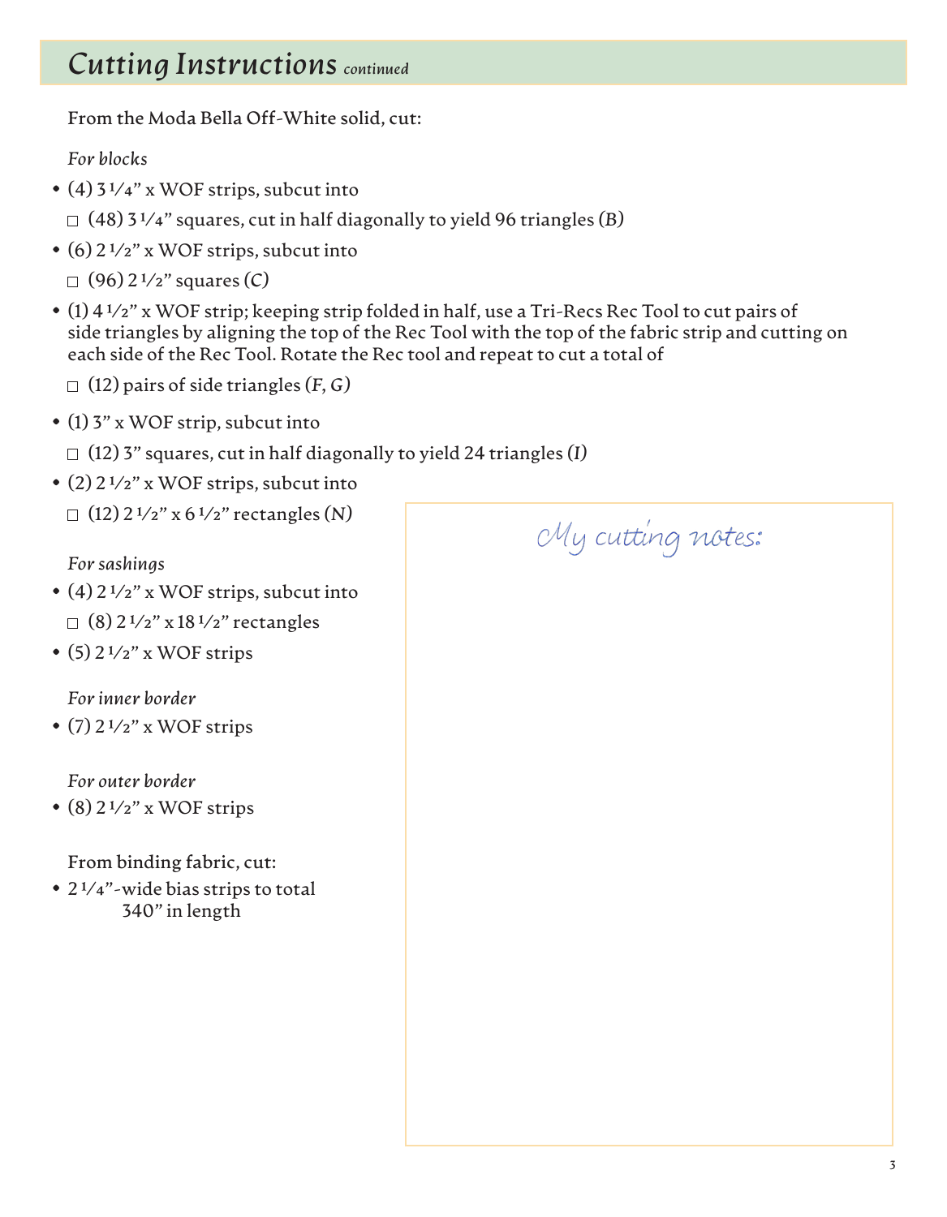## *Cutting Instructions* *continued*

From the Moda Bella Off-White solid, cut:

*For blocks*

- (4) 3 1/4" x WOF strips, subcut into
  - ☐ (48) 3 1/4" squares, cut in half diagonally to yield 96 triangles (*B*)
- (6) 2 1/2" x WOF strips, subcut into
  - ☐ (96) 2 1/2" squares (*C*)
- (1) 4 1/2" x WOF strip; keeping strip folded in half, use a Tri-Recs Rec Tool to cut pairs of side triangles by aligning the top of the Rec Tool with the top of the fabric strip and cutting on each side of the Rec Tool. Rotate the Rec tool and repeat to cut a total of
  - ☐ (12) pairs of side triangles (*F, G*)
- (1) 3" x WOF strip, subcut into
  - ☐ (12) 3" squares, cut in half diagonally to yield 24 triangles (*I*)
- (2) 2 1/2" x WOF strips, subcut into
  - ☐ (12) 2 1/2" x 6 1/2" rectangles (*N*)

*For sashings*

- (4) 2 1/2" x WOF strips, subcut into
  - ☐ (8) 2 1/2" x 18 1/2" rectangles
- (5) 2 1/2" x WOF strips

*For inner border*

- (7) 2 1/2" x WOF strips

*For outer border*

- (8) 2 1/2" x WOF strips

From binding fabric, cut:

- 2 1/4"-wide bias strips to total 340" in length

My cutting notes: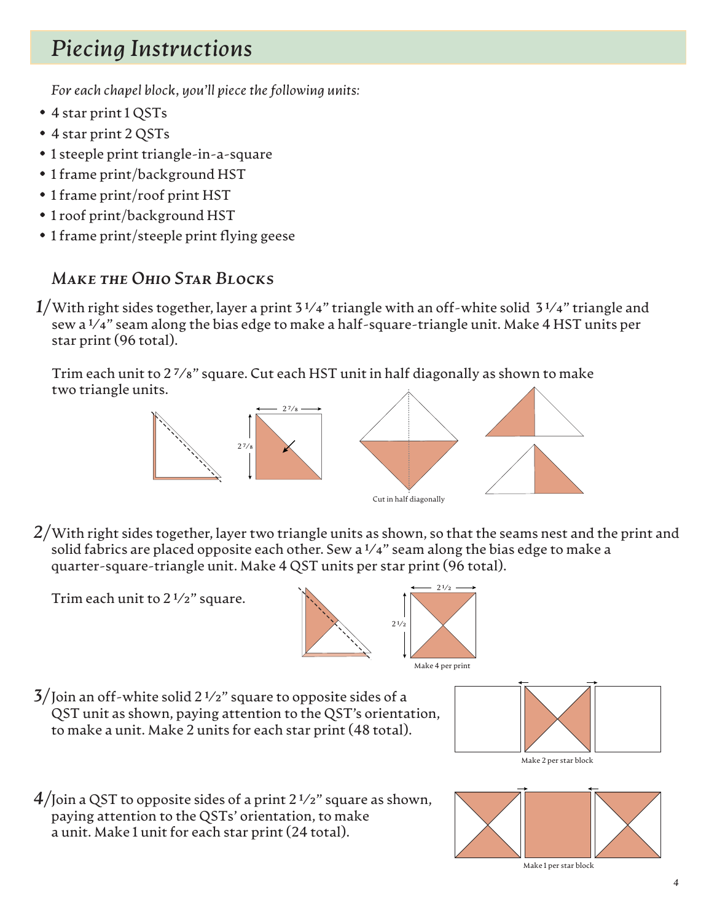# Piecing Instructions

*For each chapel block, you'll piece the following units:*

- 4 star print 1 QSTs
- 4 star print 2 QSTs
- 1 steeple print triangle-in-a-square
- 1 frame print/background HST
- 1 frame print/roof print HST
- 1 roof print/background HST
- 1 frame print/steeple print flying geese

## Make the Ohio Star Blocks

1/ With right sides together, layer a print 3 1/4" triangle with an off-white solid 3 1/4" triangle and sew a 1/4" seam along the bias edge to make a half-square-triangle unit. Make 4 HST units per star print (96 total).

Trim each unit to 2 7/8" square. Cut each HST unit in half diagonally as shown to make two triangle units.

2 7/8

2 7/8

Cut in half diagonally

2/ With right sides together, layer two triangle units as shown, so that the seams nest and the print and solid fabrics are placed opposite each other. Sew a 1/4" seam along the bias edge to make a quarter-square-triangle unit. Make 4 QST units per star print (96 total).

Trim each unit to 2 1/2" square.

2 1/2

2 1/2

Make 4 per print

3/ Join an off-white solid 2 1/2" square to opposite sides of a QST unit as shown, paying attention to the QST's orientation, to make a unit. Make 2 units for each star print (48 total).

Make 2 per star block

4/ Join a QST to opposite sides of a print 2 1/2" square as shown, paying attention to the QSTs' orientation, to make a unit. Make 1 unit for each star print (24 total).

Make 1 per star block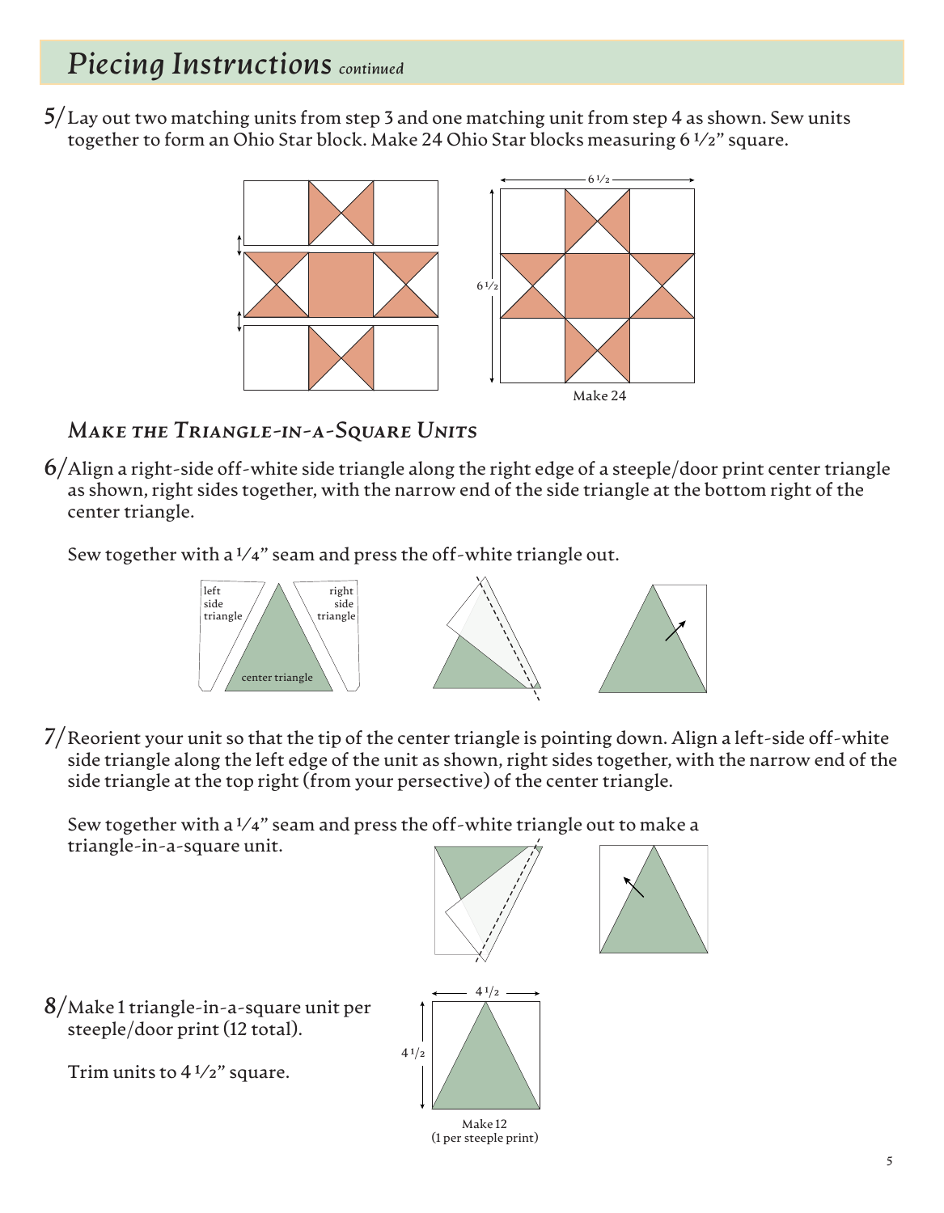## *Piecing Instructions continued*

5/ Lay out two matching units from step 3 and one matching unit from step 4 as shown. Sew units together to form an Ohio Star block. Make 24 Ohio Star blocks measuring 6 1/2" square.

6 1/2

6 1/2

Make 24

### *Make the Triangle-in-a-Square Units*

6/ Align a right-side off-white side triangle along the right edge of a steeple/door print center triangle as shown, right sides together, with the narrow end of the side triangle at the bottom right of the center triangle.

Sew together with a 1/4" seam and press the off-white triangle out.

left side triangle

right side triangle

center triangle

7/ Reorient your unit so that the tip of the center triangle is pointing down. Align a left-side off-white side triangle along the left edge of the unit as shown, right sides together, with the narrow end of the side triangle at the top right (from your persective) of the center triangle.

Sew together with a 1/4" seam and press the off-white triangle out to make a triangle-in-a-square unit.

8/ Make 1 triangle-in-a-square unit per steeple/door print (12 total).

Trim units to 4 1/2" square.

4 1/2

4 1/2

Make 12
(1 per steeple print)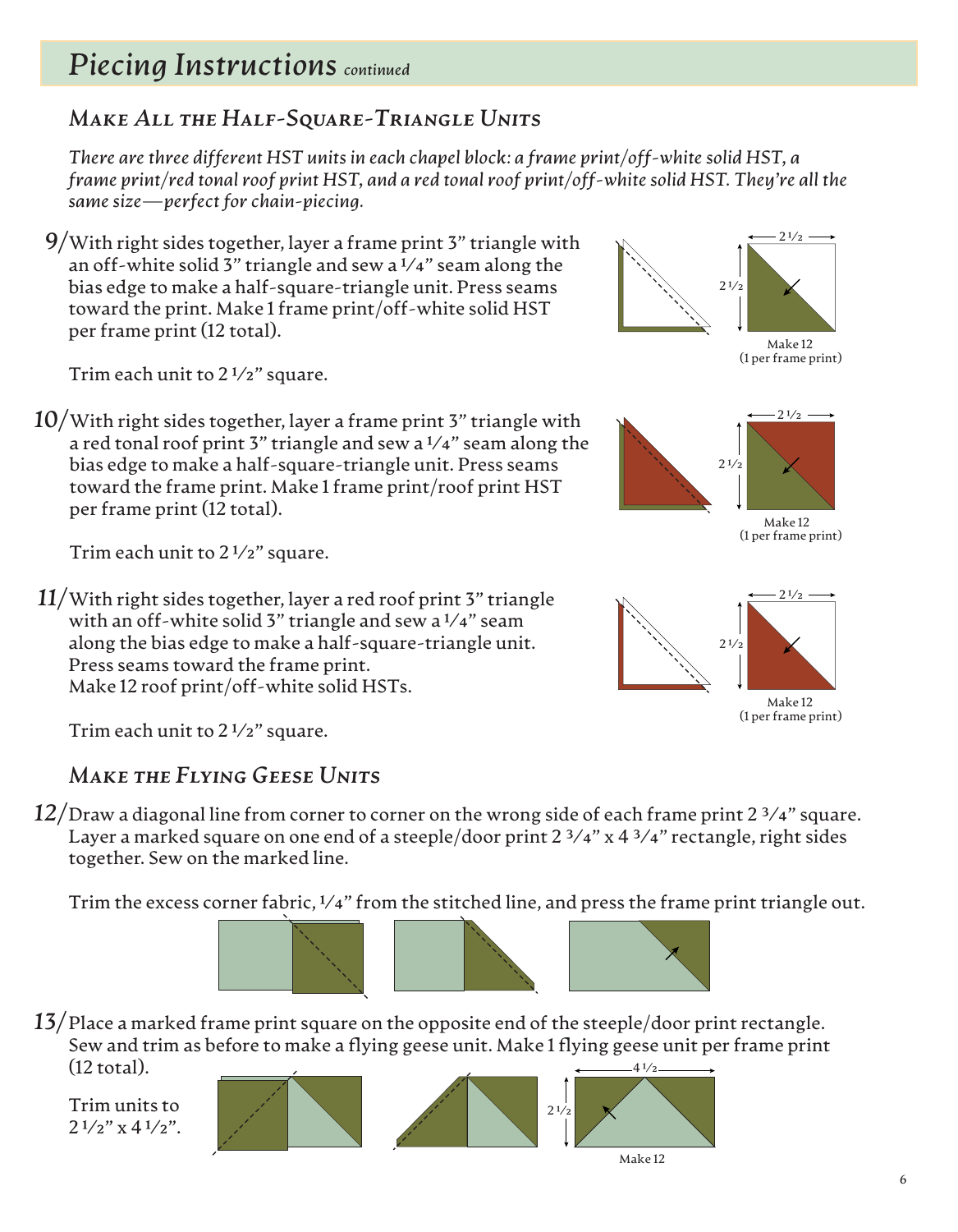# *Piecing Instructions* *continued*

## Make All the Half-Square-Triangle Units

*There are three different HST units in each chapel block: a frame print/off-white solid HST, a frame print/red tonal roof print HST, and a red tonal roof print/off-white solid HST. They're all the same size—perfect for chain-piecing.*

**9/** With right sides together, layer a frame print 3" triangle with an off-white solid 3" triangle and sew a 1/4" seam along the bias edge to make a half-square-triangle unit. Press seams toward the print. Make 1 frame print/off-white solid HST per frame print (12 total).

Trim each unit to 2 1/2" square.

2 1/2
2 1/2
Make 12
(1 per frame print)

**10/** With right sides together, layer a frame print 3" triangle with a red tonal roof print 3" triangle and sew a 1/4" seam along the bias edge to make a half-square-triangle unit. Press seams toward the frame print. Make 1 frame print/roof print HST per frame print (12 total).

Trim each unit to 2 1/2" square.

2 1/2
2 1/2
Make 12
(1 per frame print)

**11/** With right sides together, layer a red roof print 3" triangle with an off-white solid 3" triangle and sew a 1/4" seam along the bias edge to make a half-square-triangle unit. Press seams toward the frame print. Make 12 roof print/off-white solid HSTs.

Trim each unit to 2 1/2" square.

2 1/2
2 1/2
Make 12
(1 per frame print)

## Make the Flying Geese Units

**12/** Draw a diagonal line from corner to corner on the wrong side of each frame print 2 3/4" square. Layer a marked square on one end of a steeple/door print 2 3/4" x 4 3/4" rectangle, right sides together. Sew on the marked line.

Trim the excess corner fabric, 1/4" from the stitched line, and press the frame print triangle out.

**13/** Place a marked frame print square on the opposite end of the steeple/door print rectangle. Sew and trim as before to make a flying geese unit. Make 1 flying geese unit per frame print (12 total).

Trim units to 2 1/2" x 4 1/2".

4 1/2
2 1/2
Make 12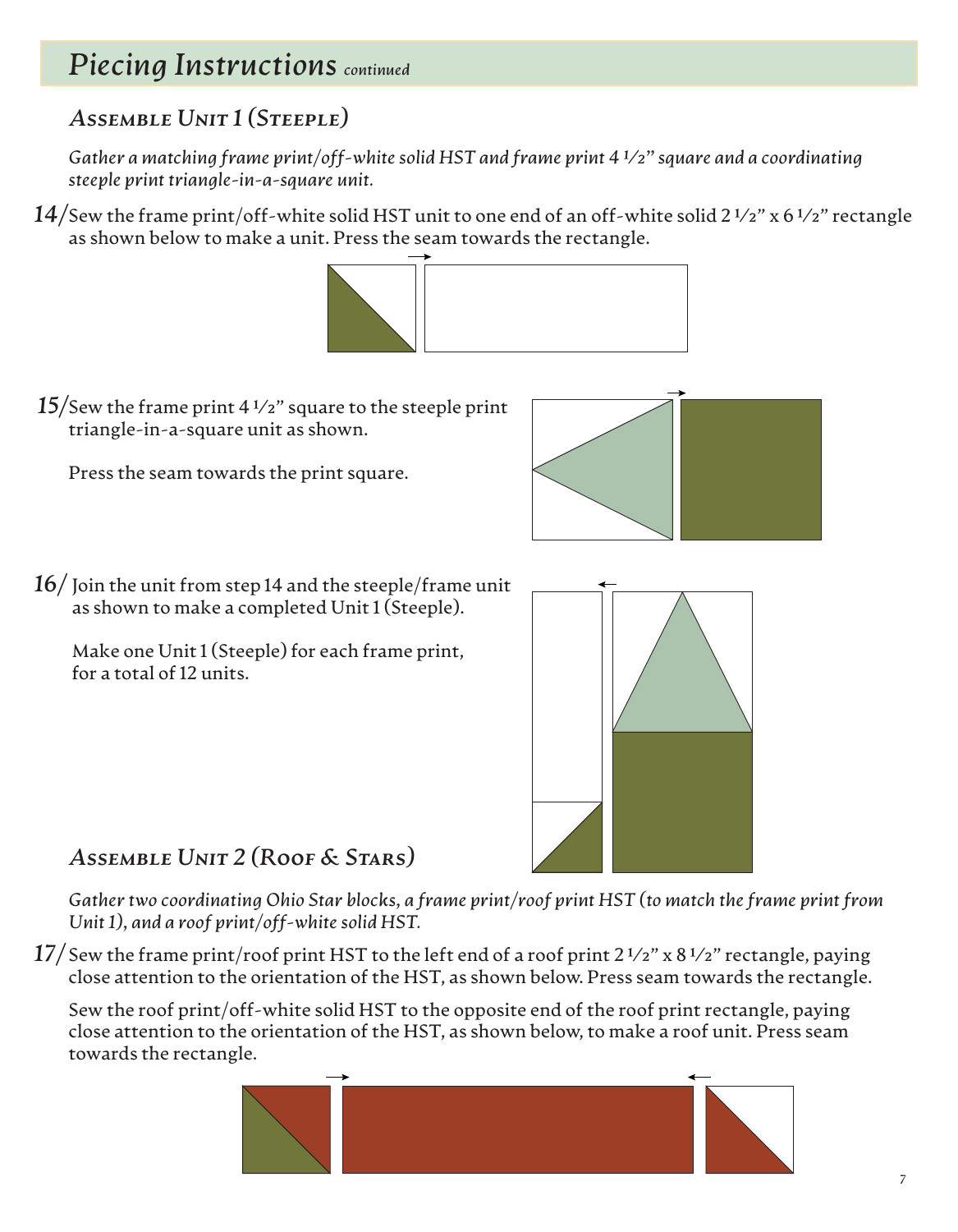# *Piecing Instructions* *continued*

## *Assemble Unit 1 (Steeple)*

*Gather a matching frame print/off-white solid HST and frame print 4 1⁄2" square and a coordinating steeple print triangle-in-a-square unit.*

***14/*** Sew the frame print/off-white solid HST unit to one end of an off-white solid 2 1⁄2" x 6 1⁄2" rectangle as shown below to make a unit. Press the seam towards the rectangle.

***15/*** Sew the frame print 4 1⁄2" square to the steeple print triangle-in-a-square unit as shown.

Press the seam towards the print square.

***16/*** Join the unit from step 14 and the steeple/frame unit as shown to make a completed Unit 1 (Steeple).

Make one Unit 1 (Steeple) for each frame print, for a total of 12 units.

## *Assemble Unit 2 (Roof & Stars)*

*Gather two coordinating Ohio Star blocks, a frame print/roof print HST (to match the frame print from Unit 1), and a roof print/off-white solid HST.*

***17/*** Sew the frame print/roof print HST to the left end of a roof print 2 1⁄2" x 8 1⁄2" rectangle, paying close attention to the orientation of the HST, as shown below. Press seam towards the rectangle.

Sew the roof print/off-white solid HST to the opposite end of the roof print rectangle, paying close attention to the orientation of the HST, as shown below, to make a roof unit. Press seam towards the rectangle.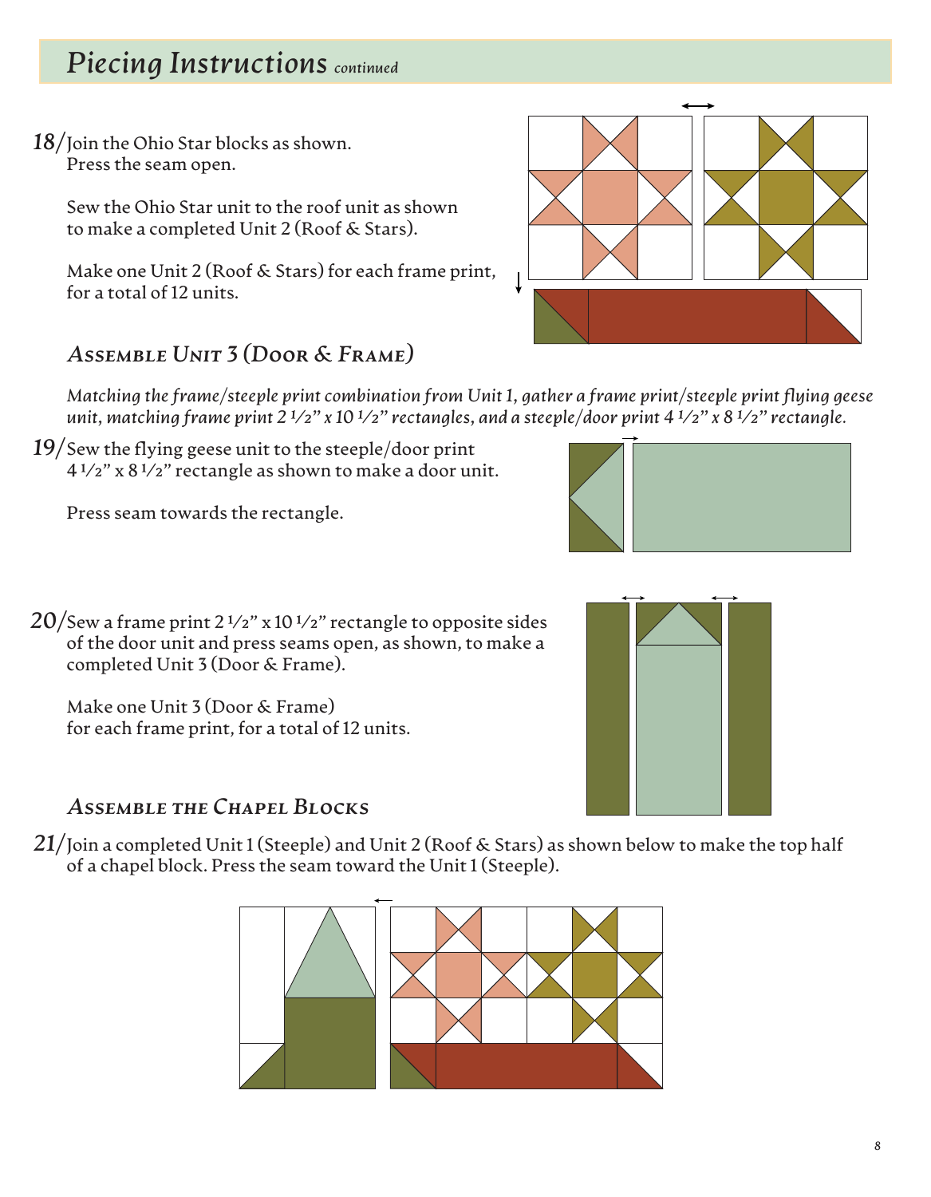## *Piecing Instructions continued*

**18**/ Join the Ohio Star blocks as shown.
Press the seam open.

Sew the Ohio Star unit to the roof unit as shown to make a completed Unit 2 (Roof & Stars).

Make one Unit 2 (Roof & Stars) for each frame print, for a total of 12 units.

### *Assemble Unit 3 (Door & Frame)*

*Matching the frame/steeple print combination from Unit 1, gather a frame print/steeple print flying geese unit, matching frame print 2 1/2" x 10 1/2" rectangles, and a steeple/door print 4 1/2" x 8 1/2" rectangle.*

**19**/ Sew the flying geese unit to the steeple/door print 4 1/2" x 8 1/2" rectangle as shown to make a door unit.

Press seam towards the rectangle.

**20**/ Sew a frame print 2 1/2" x 10 1/2" rectangle to opposite sides of the door unit and press seams open, as shown, to make a completed Unit 3 (Door & Frame).

Make one Unit 3 (Door & Frame) for each frame print, for a total of 12 units.

### *Assemble the Chapel Blocks*

**21**/ Join a completed Unit 1 (Steeple) and Unit 2 (Roof & Stars) as shown below to make the top half of a chapel block. Press the seam toward the Unit 1 (Steeple).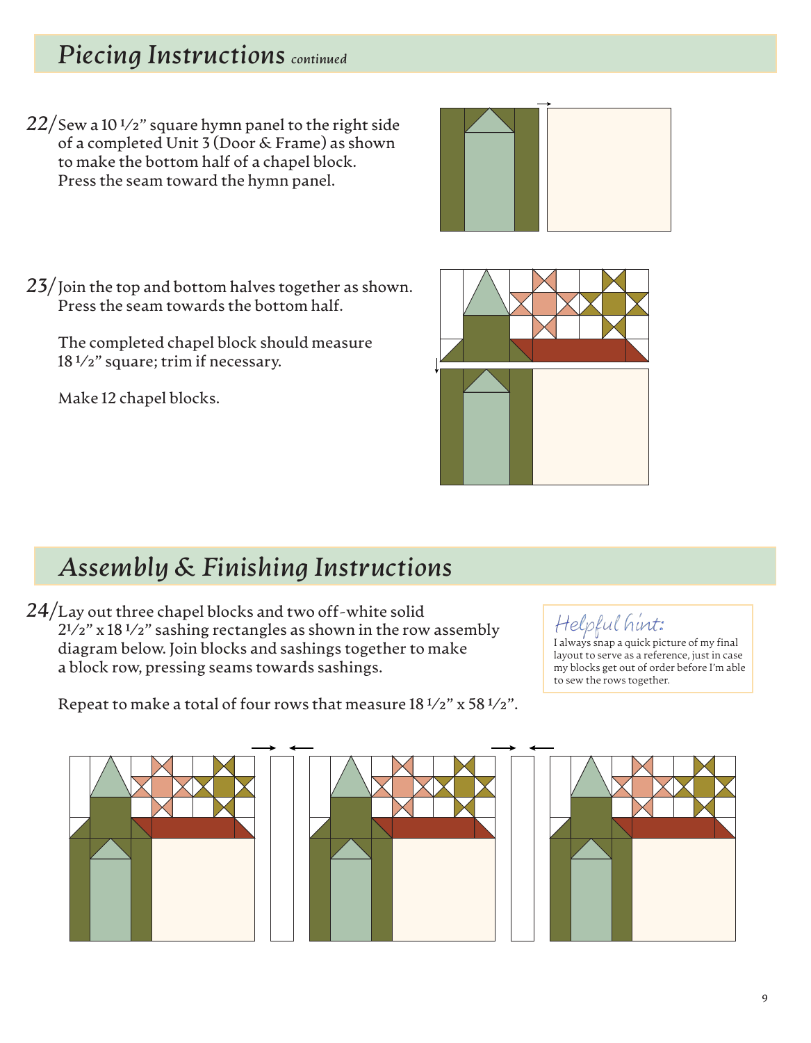## Piecing Instructions *continued*

22/ Sew a 10 1/2" square hymn panel to the right side of a completed Unit 3 (Door & Frame) as shown to make the bottom half of a chapel block. Press the seam toward the hymn panel.

23/ Join the top and bottom halves together as shown. Press the seam towards the bottom half.

The completed chapel block should measure 18 1/2" square; trim if necessary.

Make 12 chapel blocks.

## Assembly & Finishing Instructions

24/ Lay out three chapel blocks and two off-white solid 2 1/2" x 18 1/2" sashing rectangles as shown in the row assembly diagram below. Join blocks and sashings together to make a block row, pressing seams towards sashings.

Repeat to make a total of four rows that measure 18 1/2" x 58 1/2".

**Helpful hint:**
I always snap a quick picture of my final layout to serve as a reference, just in case my blocks get out of order before I'm able to sew the rows together.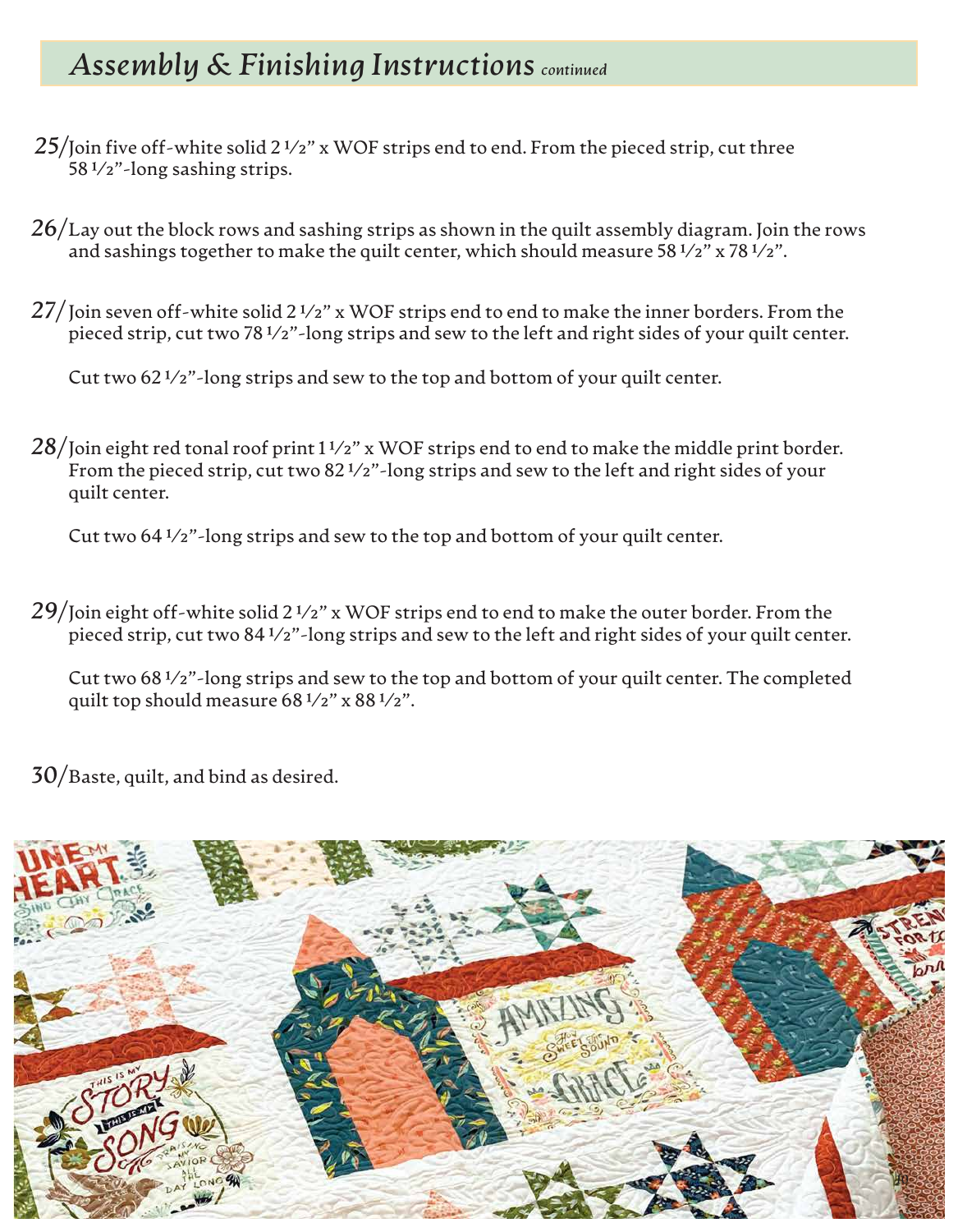## *Assembly & Finishing Instructions* *continued*

**25/** Join five off-white solid 2 ½" x WOF strips end to end. From the pieced strip, cut three 58 ½"-long sashing strips.

**26/** Lay out the block rows and sashing strips as shown in the quilt assembly diagram. Join the rows and sashings together to make the quilt center, which should measure 58 ½" x 78 ½".

**27/** Join seven off-white solid 2 ½" x WOF strips end to end to make the inner borders. From the pieced strip, cut two 78 ½"-long strips and sew to the left and right sides of your quilt center.

Cut two 62 ½"-long strips and sew to the top and bottom of your quilt center.

**28/** Join eight red tonal roof print 1 ½" x WOF strips end to end to make the middle print border. From the pieced strip, cut two 82 ½"-long strips and sew to the left and right sides of your quilt center.

Cut two 64 ½"-long strips and sew to the top and bottom of your quilt center.

**29/** Join eight off-white solid 2 ½" x WOF strips end to end to make the outer border. From the pieced strip, cut two 84 ½"-long strips and sew to the left and right sides of your quilt center.

Cut two 68 ½"-long strips and sew to the top and bottom of your quilt center. The completed quilt top should measure 68 ½" x 88 ½".

**30/** Baste, quilt, and bind as desired.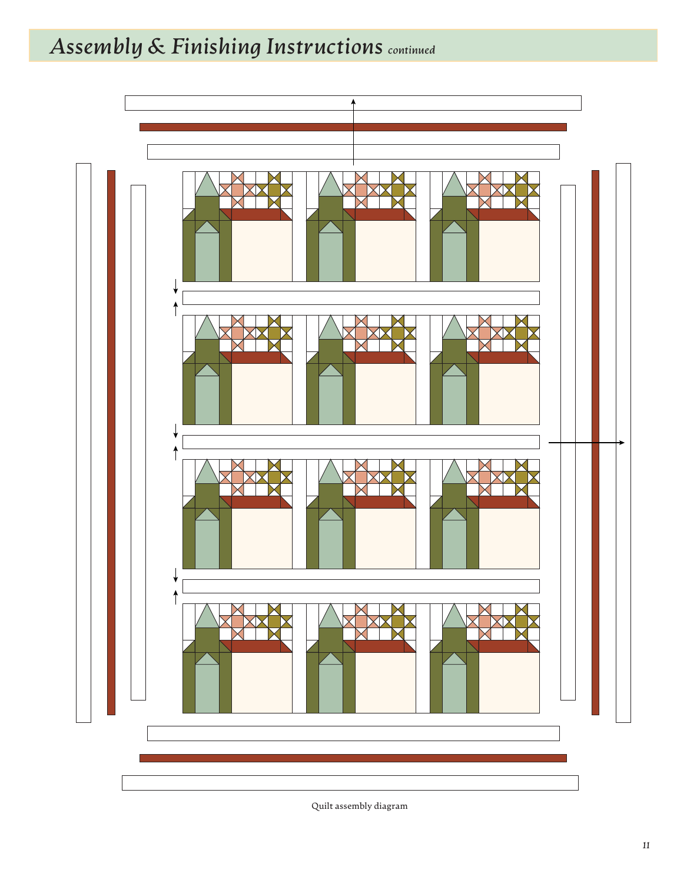# *Assembly & Finishing Instructions continued*

Quilt assembly diagram